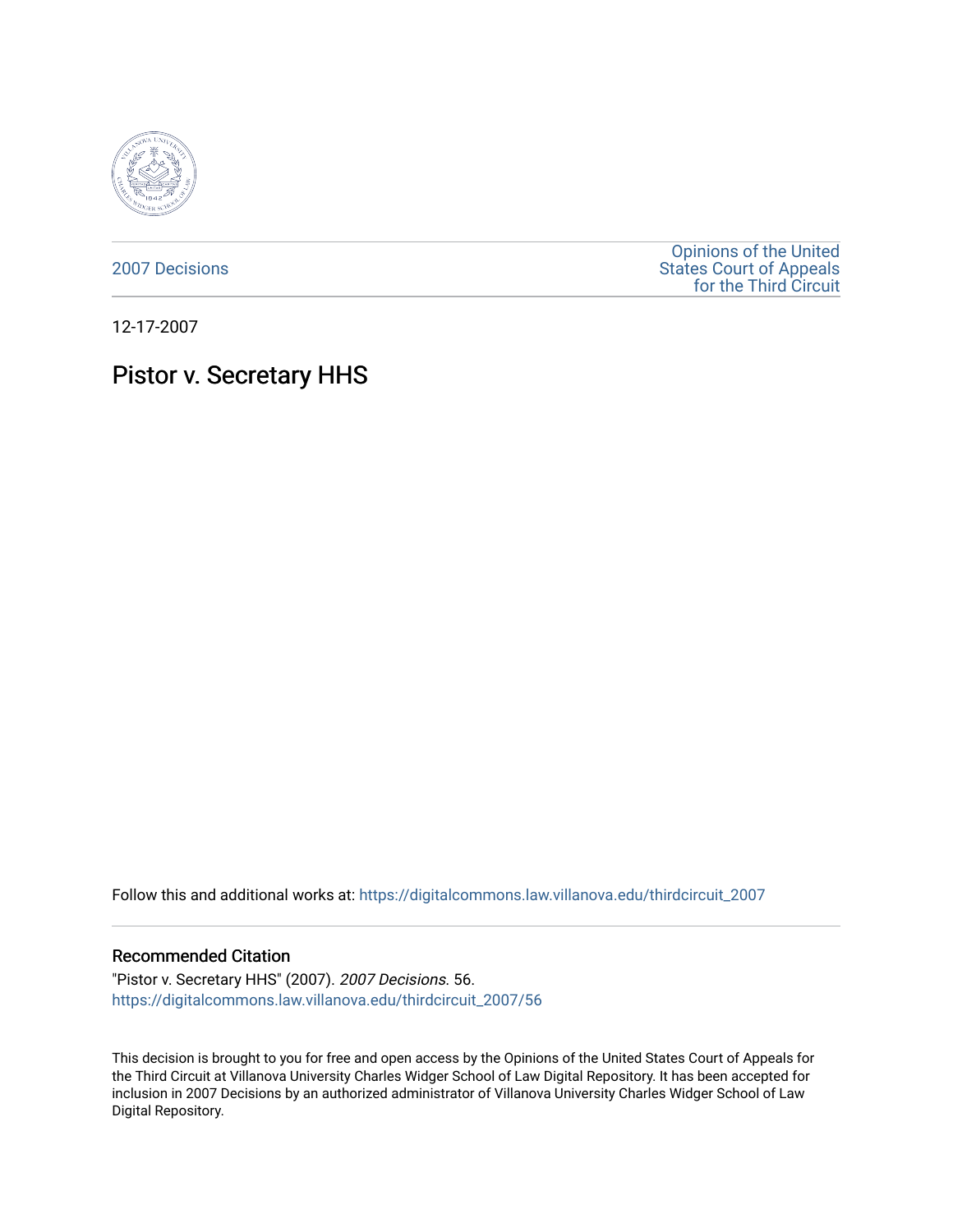2007 Decisions

Opinions of the United States Court of Appeals for the Third Circuit

12-17-2007

# Pistor v. Secretary HHS

Follow this and additional works at: https://digitalcommons.law.villanova.edu/thirdcircuit_2007

## Recommended Citation

"Pistor v. Secretary HHS" (2007). *2007 Decisions*. 56.
https://digitalcommons.law.villanova.edu/thirdcircuit_2007/56

This decision is brought to you for free and open access by the Opinions of the United States Court of Appeals for the Third Circuit at Villanova University Charles Widger School of Law Digital Repository. It has been accepted for inclusion in 2007 Decisions by an authorized administrator of Villanova University Charles Widger School of Law Digital Repository.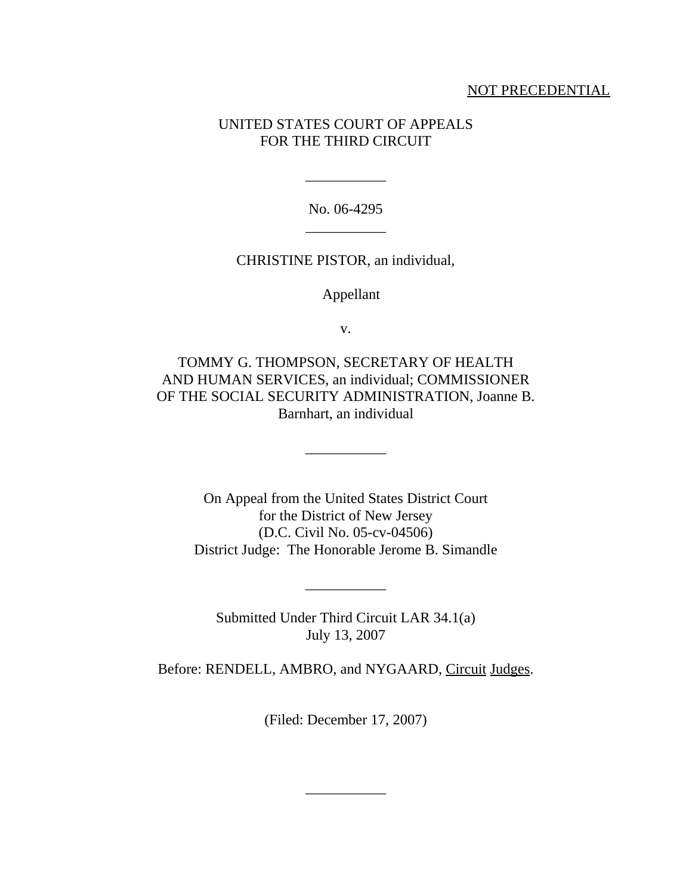NOT PRECEDENTIAL

UNITED STATES COURT OF APPEALS
FOR THE THIRD CIRCUIT

\_\_\_\_\_\_\_\_\_\_\_

No. 06-4295

\_\_\_\_\_\_\_\_\_\_\_

CHRISTINE PISTOR, an individual,

Appellant

v.

TOMMY G. THOMPSON, SECRETARY OF HEALTH AND HUMAN SERVICES, an individual; COMMISSIONER OF THE SOCIAL SECURITY ADMINISTRATION, Joanne B. Barnhart, an individual

\_\_\_\_\_\_\_\_\_\_\_

On Appeal from the United States District Court
for the District of New Jersey
(D.C. Civil No. 05-cv-04506)
District Judge: The Honorable Jerome B. Simandle

\_\_\_\_\_\_\_\_\_\_\_

Submitted Under Third Circuit LAR 34.1(a)
July 13, 2007

Before: RENDELL, AMBRO, and NYGAARD, Circuit Judges.

(Filed: December 17, 2007)

\_\_\_\_\_\_\_\_\_\_\_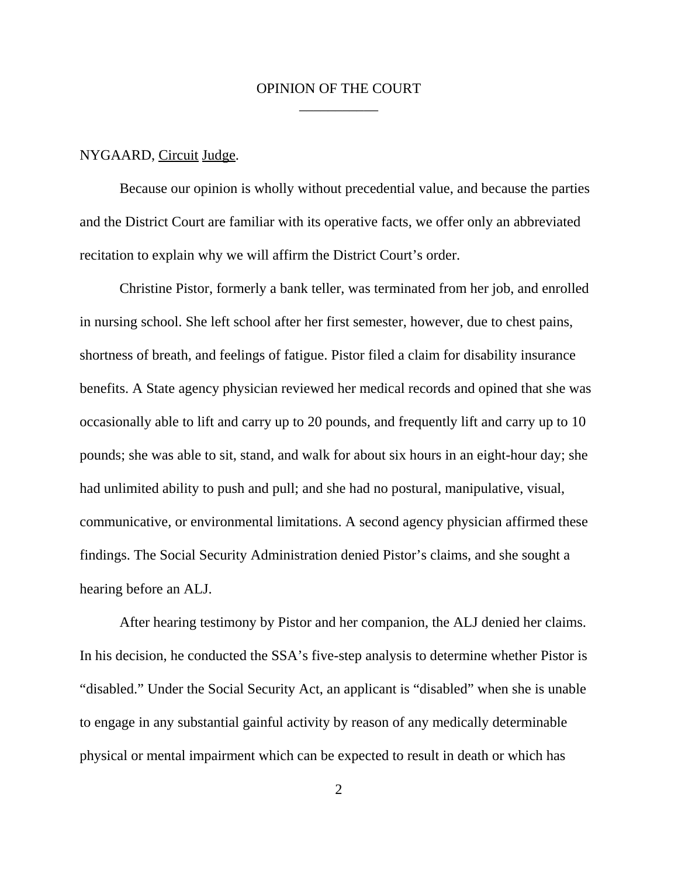OPINION OF THE COURT

---

NYGAARD, Circuit Judge.

Because our opinion is wholly without precedential value, and because the parties and the District Court are familiar with its operative facts, we offer only an abbreviated recitation to explain why we will affirm the District Court's order.

Christine Pistor, formerly a bank teller, was terminated from her job, and enrolled in nursing school. She left school after her first semester, however, due to chest pains, shortness of breath, and feelings of fatigue. Pistor filed a claim for disability insurance benefits. A State agency physician reviewed her medical records and opined that she was occasionally able to lift and carry up to 20 pounds, and frequently lift and carry up to 10 pounds; she was able to sit, stand, and walk for about six hours in an eight-hour day; she had unlimited ability to push and pull; and she had no postural, manipulative, visual, communicative, or environmental limitations. A second agency physician affirmed these findings. The Social Security Administration denied Pistor's claims, and she sought a hearing before an ALJ.

After hearing testimony by Pistor and her companion, the ALJ denied her claims. In his decision, he conducted the SSA's five-step analysis to determine whether Pistor is "disabled." Under the Social Security Act, an applicant is "disabled" when she is unable to engage in any substantial gainful activity by reason of any medically determinable physical or mental impairment which can be expected to result in death or which has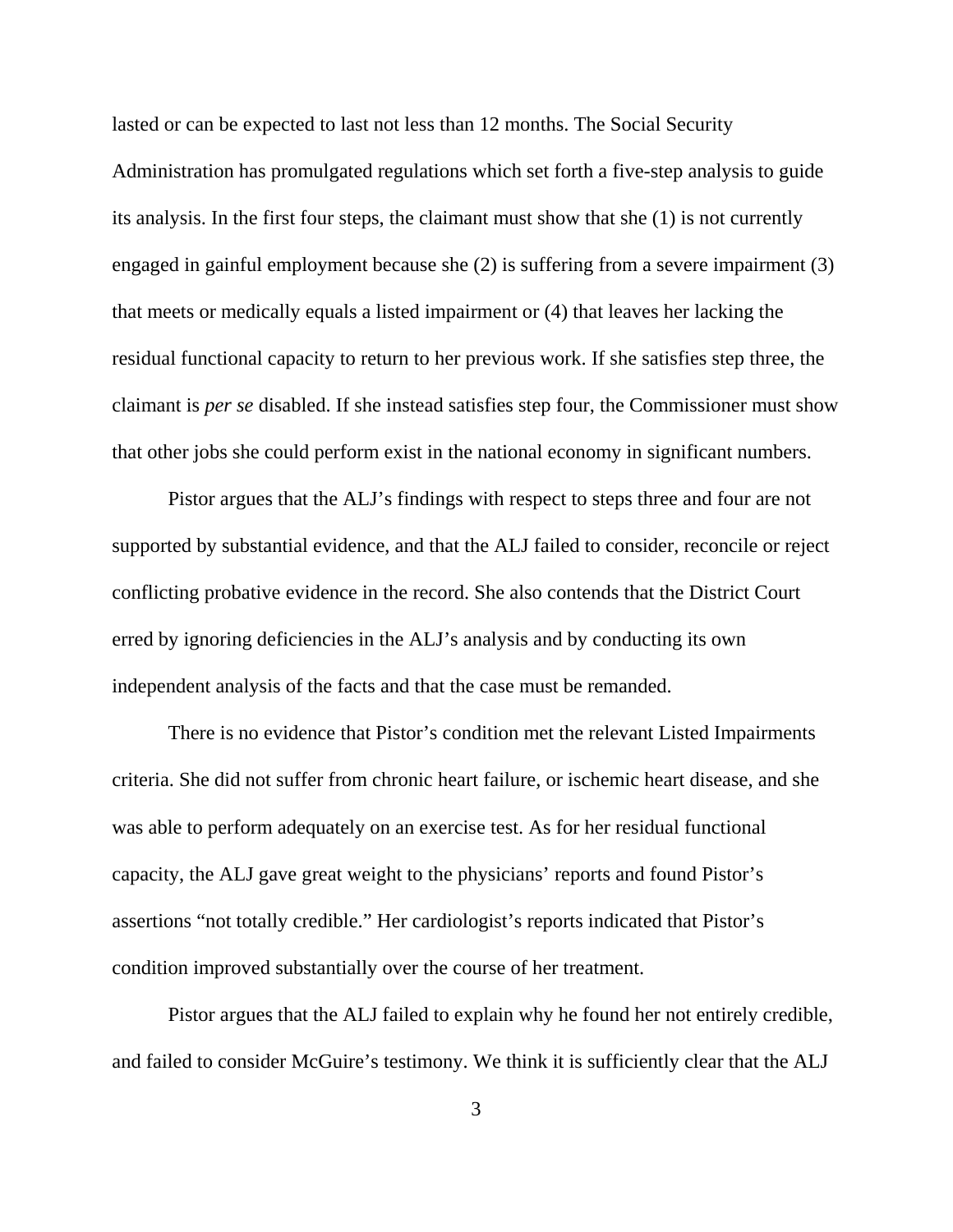lasted or can be expected to last not less than 12 months. The Social Security Administration has promulgated regulations which set forth a five-step analysis to guide its analysis. In the first four steps, the claimant must show that she (1) is not currently engaged in gainful employment because she (2) is suffering from a severe impairment (3) that meets or medically equals a listed impairment or (4) that leaves her lacking the residual functional capacity to return to her previous work. If she satisfies step three, the claimant is *per se* disabled. If she instead satisfies step four, the Commissioner must show that other jobs she could perform exist in the national economy in significant numbers.

Pistor argues that the ALJ's findings with respect to steps three and four are not supported by substantial evidence, and that the ALJ failed to consider, reconcile or reject conflicting probative evidence in the record. She also contends that the District Court erred by ignoring deficiencies in the ALJ's analysis and by conducting its own independent analysis of the facts and that the case must be remanded.

There is no evidence that Pistor's condition met the relevant Listed Impairments criteria. She did not suffer from chronic heart failure, or ischemic heart disease, and she was able to perform adequately on an exercise test. As for her residual functional capacity, the ALJ gave great weight to the physicians' reports and found Pistor's assertions "not totally credible." Her cardiologist's reports indicated that Pistor's condition improved substantially over the course of her treatment.

Pistor argues that the ALJ failed to explain why he found her not entirely credible, and failed to consider McGuire's testimony. We think it is sufficiently clear that the ALJ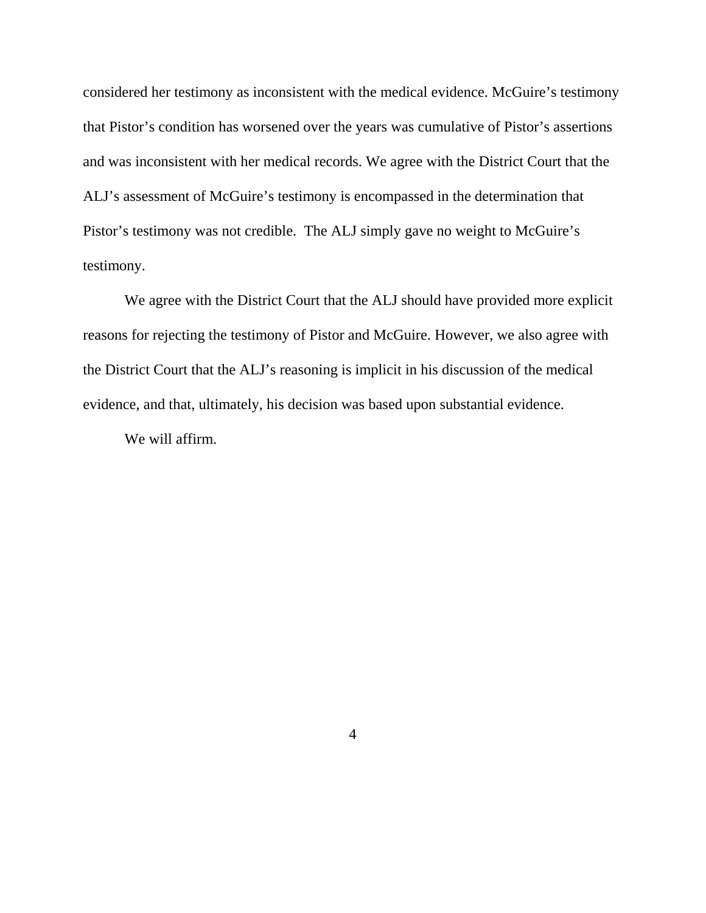considered her testimony as inconsistent with the medical evidence. McGuire's testimony that Pistor's condition has worsened over the years was cumulative of Pistor's assertions and was inconsistent with her medical records. We agree with the District Court that the ALJ's assessment of McGuire's testimony is encompassed in the determination that Pistor's testimony was not credible. The ALJ simply gave no weight to McGuire's testimony.

We agree with the District Court that the ALJ should have provided more explicit reasons for rejecting the testimony of Pistor and McGuire. However, we also agree with the District Court that the ALJ's reasoning is implicit in his discussion of the medical evidence, and that, ultimately, his decision was based upon substantial evidence.

We will affirm.